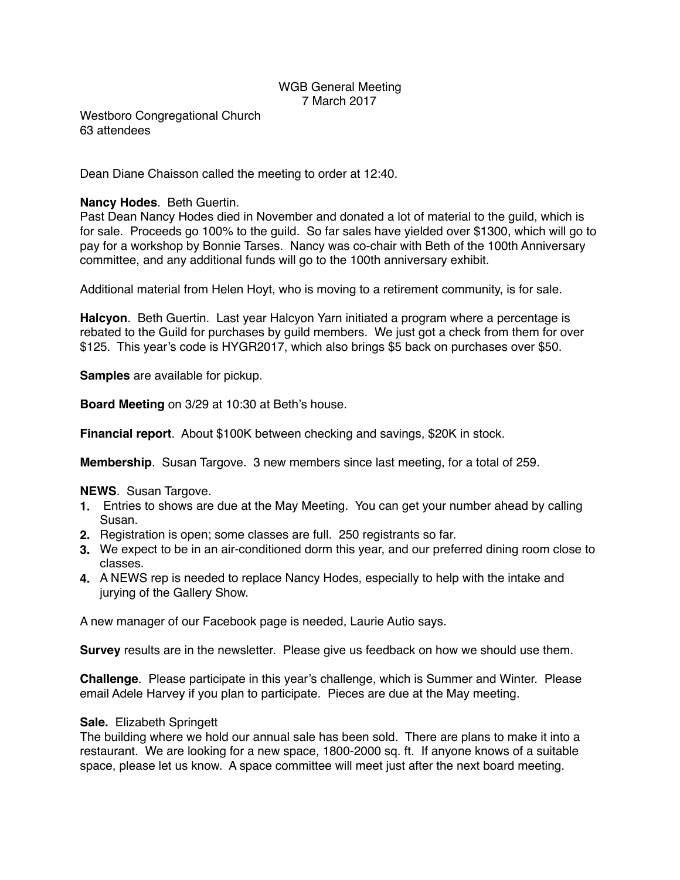WGB General Meeting
7 March 2017

Westboro Congregational Church
63 attendees

Dean Diane Chaisson called the meeting to order at 12:40.

**Nancy Hodes**. Beth Guertin.
Past Dean Nancy Hodes died in November and donated a lot of material to the guild, which is for sale. Proceeds go 100% to the guild. So far sales have yielded over $1300, which will go to pay for a workshop by Bonnie Tarses. Nancy was co-chair with Beth of the 100th Anniversary committee, and any additional funds will go to the 100th anniversary exhibit.

Additional material from Helen Hoyt, who is moving to a retirement community, is for sale.

**Halcyon**. Beth Guertin. Last year Halcyon Yarn initiated a program where a percentage is rebated to the Guild for purchases by guild members. We just got a check from them for over $125. This year's code is HYGR2017, which also brings $5 back on purchases over $50.

**Samples** are available for pickup.

**Board Meeting** on 3/29 at 10:30 at Beth's house.

**Financial report**. About $100K between checking and savings, $20K in stock.

**Membership**. Susan Targove. 3 new members since last meeting, for a total of 259.

**NEWS**. Susan Targove.

1. Entries to shows are due at the May Meeting. You can get your number ahead by calling Susan.
2. Registration is open; some classes are full. 250 registrants so far.
3. We expect to be in an air-conditioned dorm this year, and our preferred dining room close to classes.
4. A NEWS rep is needed to replace Nancy Hodes, especially to help with the intake and jurying of the Gallery Show.

A new manager of our Facebook page is needed, Laurie Autio says.

**Survey** results are in the newsletter. Please give us feedback on how we should use them.

**Challenge**. Please participate in this year's challenge, which is Summer and Winter. Please email Adele Harvey if you plan to participate. Pieces are due at the May meeting.

**Sale.** Elizabeth Springett
The building where we hold our annual sale has been sold. There are plans to make it into a restaurant. We are looking for a new space, 1800-2000 sq. ft. If anyone knows of a suitable space, please let us know. A space committee will meet just after the next board meeting.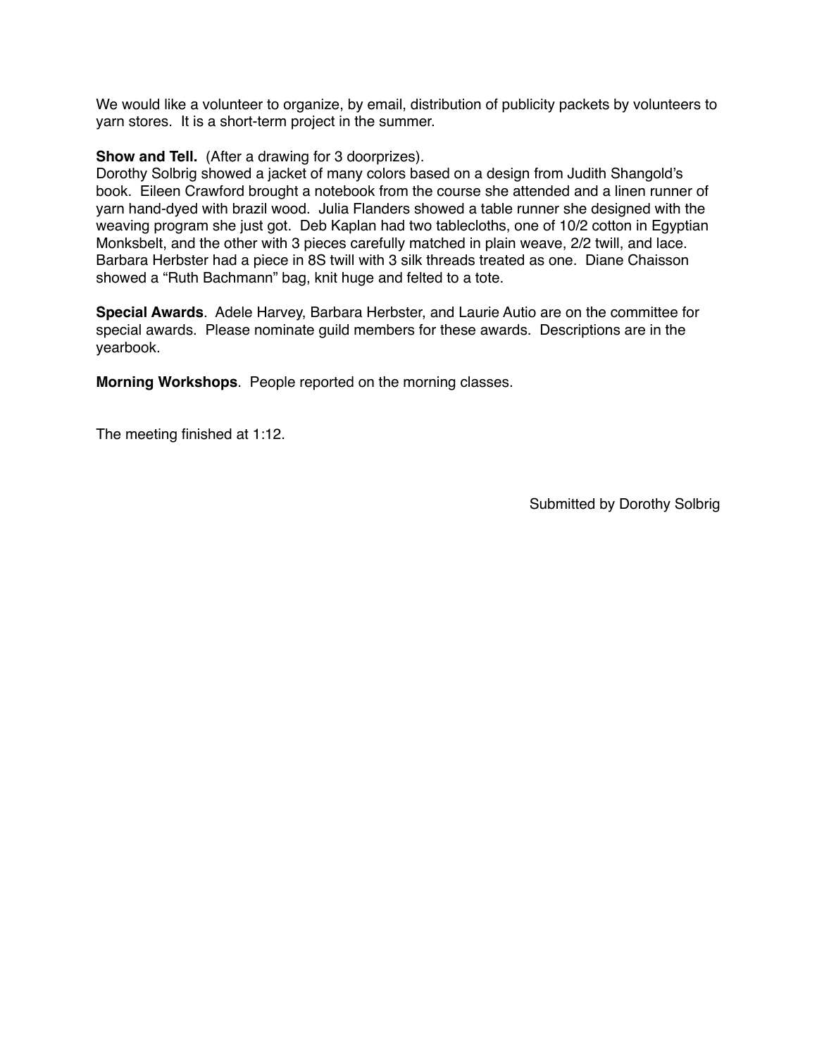We would like a volunteer to organize, by email, distribution of publicity packets by volunteers to yarn stores. It is a short-term project in the summer.

**Show and Tell.** (After a drawing for 3 doorprizes).
Dorothy Solbrig showed a jacket of many colors based on a design from Judith Shangold's book. Eileen Crawford brought a notebook from the course she attended and a linen runner of yarn hand-dyed with brazil wood. Julia Flanders showed a table runner she designed with the weaving program she just got. Deb Kaplan had two tablecloths, one of 10/2 cotton in Egyptian Monksbelt, and the other with 3 pieces carefully matched in plain weave, 2/2 twill, and lace. Barbara Herbster had a piece in 8S twill with 3 silk threads treated as one. Diane Chaisson showed a "Ruth Bachmann" bag, knit huge and felted to a tote.

**Special Awards**. Adele Harvey, Barbara Herbster, and Laurie Autio are on the committee for special awards. Please nominate guild members for these awards. Descriptions are in the yearbook.

**Morning Workshops**. People reported on the morning classes.

The meeting finished at 1:12.

Submitted by Dorothy Solbrig